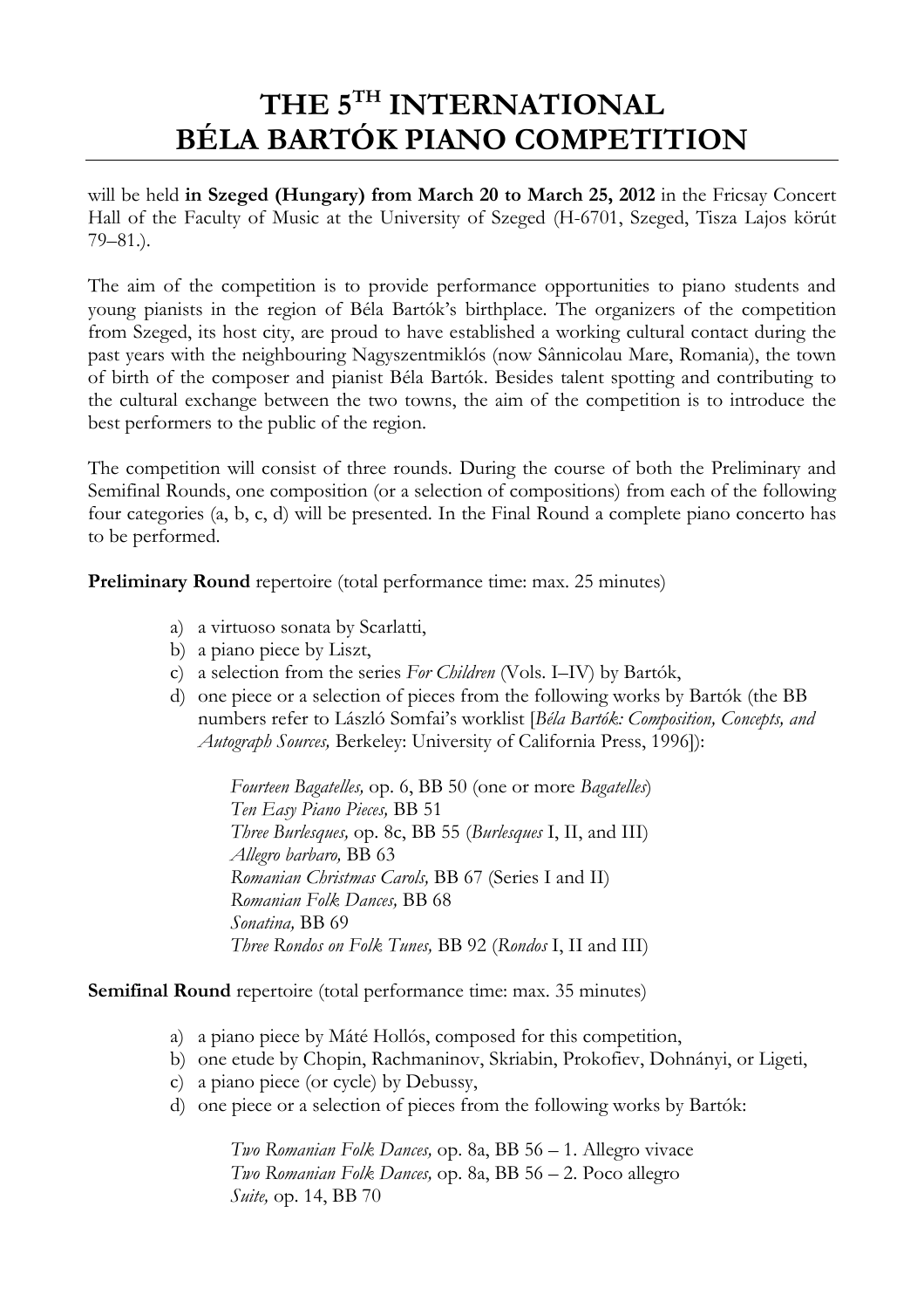# THE 5[TH] INTERNATIONAL BÉLA BARTÓK PIANO COMPETITION

will be held **in Szeged (Hungary) from March 20 to March 25, 2012** in the Fricsay Concert Hall of the Faculty of Music at the University of Szeged (H-6701, Szeged, Tisza Lajos körút 79–81.).

The aim of the competition is to provide performance opportunities to piano students and young pianists in the region of Béla Bartók's birthplace. The organizers of the competition from Szeged, its host city, are proud to have established a working cultural contact during the past years with the neighbouring Nagyszentmiklós (now Sânnicolau Mare, Romania), the town of birth of the composer and pianist Béla Bartók. Besides talent spotting and contributing to the cultural exchange between the two towns, the aim of the competition is to introduce the best performers to the public of the region.

The competition will consist of three rounds. During the course of both the Preliminary and Semifinal Rounds, one composition (or a selection of compositions) from each of the following four categories (a, b, c, d) will be presented. In the Final Round a complete piano concerto has to be performed.

**Preliminary Round** repertoire (total performance time: max. 25 minutes)

a) a virtuoso sonata by Scarlatti,
b) a piano piece by Liszt,
c) a selection from the series *For Children* (Vols. I–IV) by Bartók,
d) one piece or a selection of pieces from the following works by Bartók (the BB numbers refer to László Somfai's worklist [*Béla Bartók: Composition, Concepts, and Autograph Sources,* Berkeley: University of California Press, 1996]):

   *Fourteen Bagatelles,* op. 6, BB 50 (one or more *Bagatelles*)
   *Ten Easy Piano Pieces,* BB 51
   *Three Burlesques,* op. 8c, BB 55 (*Burlesques* I, II, and III)
   *Allegro barbaro,* BB 63
   *Romanian Christmas Carols,* BB 67 (Series I and II)
   *Romanian Folk Dances,* BB 68
   *Sonatina,* BB 69
   *Three Rondos on Folk Tunes,* BB 92 (*Rondos* I, II and III)

**Semifinal Round** repertoire (total performance time: max. 35 minutes)

a) a piano piece by Máté Hollós, composed for this competition,
b) one etude by Chopin, Rachmaninov, Skriabin, Prokofiev, Dohnányi, or Ligeti,
c) a piano piece (or cycle) by Debussy,
d) one piece or a selection of pieces from the following works by Bartók:

   *Two Romanian Folk Dances,* op. 8a, BB 56 – 1. Allegro vivace
   *Two Romanian Folk Dances,* op. 8a, BB 56 – 2. Poco allegro
   *Suite,* op. 14, BB 70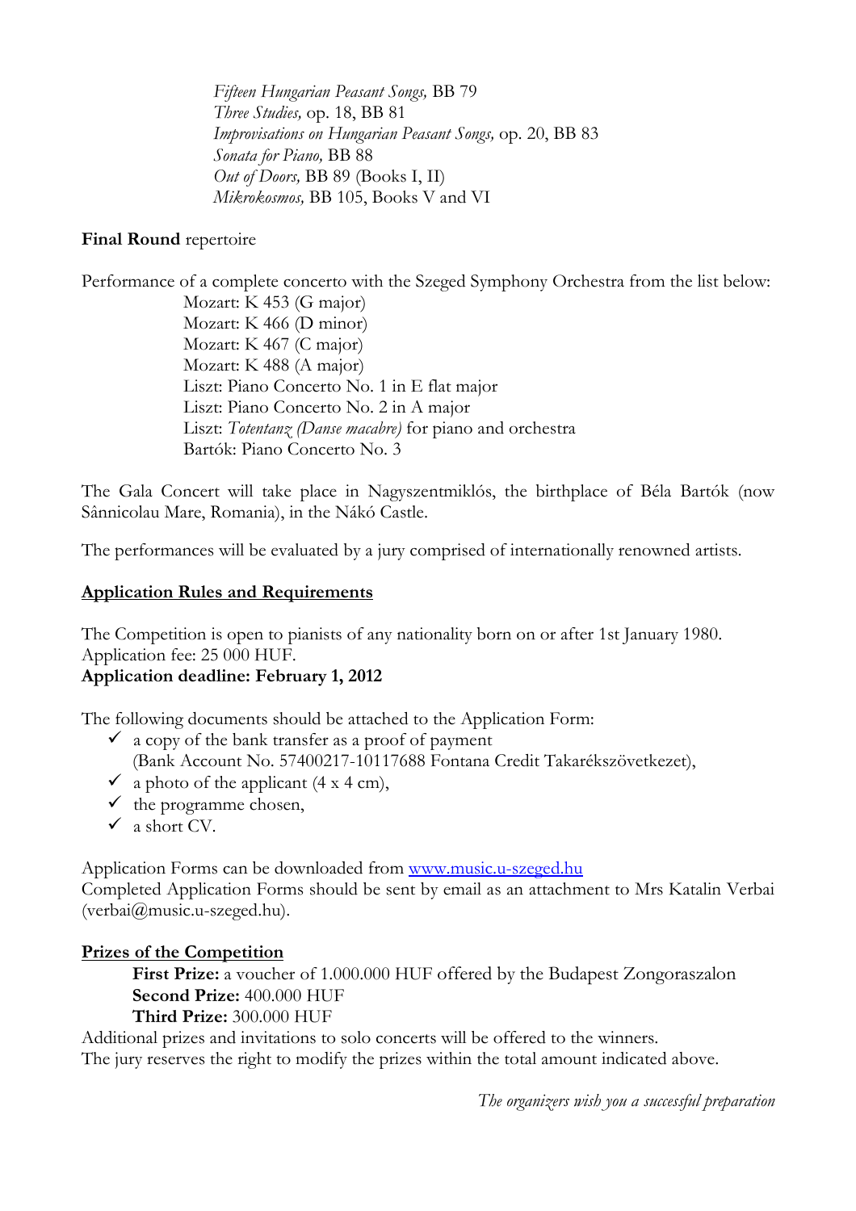*Fifteen Hungarian Peasant Songs,* BB 79
*Three Studies,* op. 18, BB 81
*Improvisations on Hungarian Peasant Songs,* op. 20, BB 83
*Sonata for Piano,* BB 88
*Out of Doors,* BB 89 (Books I, II)
*Mikrokosmos,* BB 105, Books V and VI

**Final Round** repertoire

Performance of a complete concerto with the Szeged Symphony Orchestra from the list below:

Mozart: K 453 (G major)
Mozart: K 466 (D minor)
Mozart: K 467 (C major)
Mozart: K 488 (A major)
Liszt: Piano Concerto No. 1 in E flat major
Liszt: Piano Concerto No. 2 in A major
Liszt: *Totentanz (Danse macabre)* for piano and orchestra
Bartók: Piano Concerto No. 3

The Gala Concert will take place in Nagyszentmiklós, the birthplace of Béla Bartók (now Sânnicolau Mare, Romania), in the Nákó Castle.

The performances will be evaluated by a jury comprised of internationally renowned artists.

## Application Rules and Requirements

The Competition is open to pianists of any nationality born on or after 1st January 1980.
Application fee: 25 000 HUF.
**Application deadline: February 1, 2012**

The following documents should be attached to the Application Form:

- ✓ a copy of the bank transfer as a proof of payment (Bank Account No. 57400217-10117688 Fontana Credit Takarékszövetkezet),
- ✓ a photo of the applicant (4 x 4 cm),
- ✓ the programme chosen,
- ✓ a short CV.

Application Forms can be downloaded from [www.music.u-szeged.hu](http://www.music.u-szeged.hu)
Completed Application Forms should be sent by email as an attachment to Mrs Katalin Verbai (verbai@music.u-szeged.hu).

## Prizes of the Competition

**First Prize:** a voucher of 1.000.000 HUF offered by the Budapest Zongoraszalon
**Second Prize:** 400.000 HUF
**Third Prize:** 300.000 HUF

Additional prizes and invitations to solo concerts will be offered to the winners.
The jury reserves the right to modify the prizes within the total amount indicated above.

*The organizers wish you a successful preparation*